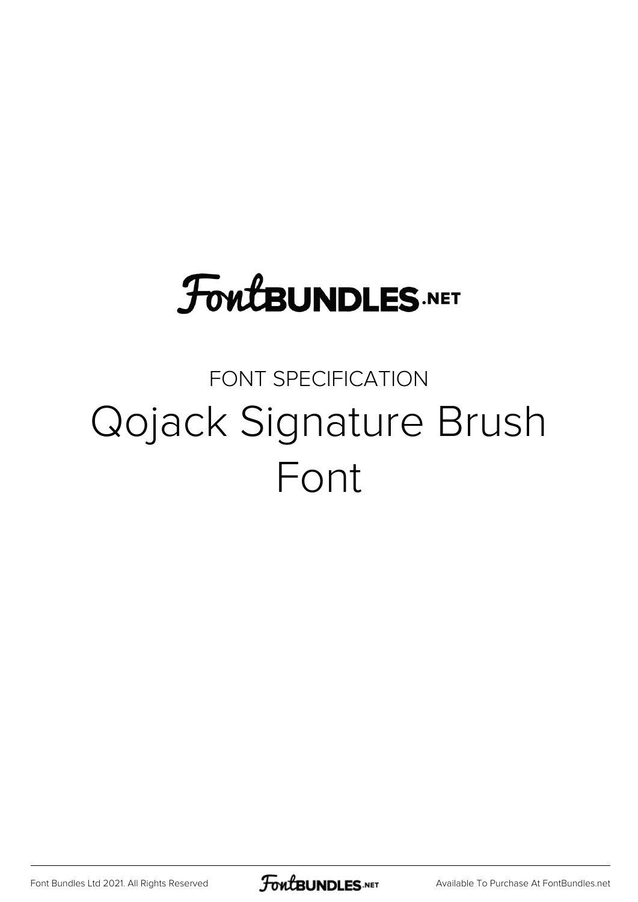FontBUNDLES.NET

FONT SPECIFICATION

# Qojack Signature Brush Font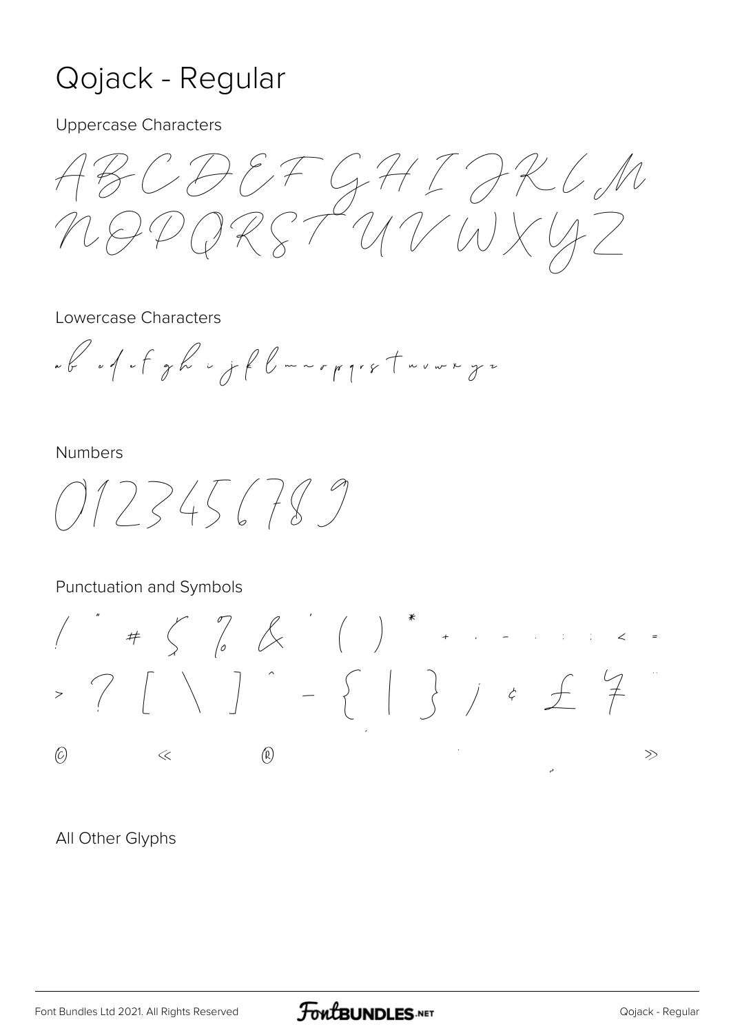# Qojack - Regular

Uppercase Characters

ABCDEFGHIJKLM
NOPQRSTUVWXYZ

Lowercase Characters

a b c d e f g h i j k l m n o p q r s t u v w x y z

Numbers

0123456789

Punctuation and Symbols

! " # $ % & ' ( ) * + , - . / : ; < =
> ? [ \ ] ^ _ { | } ¡ ¢ £ ¥ ¨
© « ® »

All Other Glyphs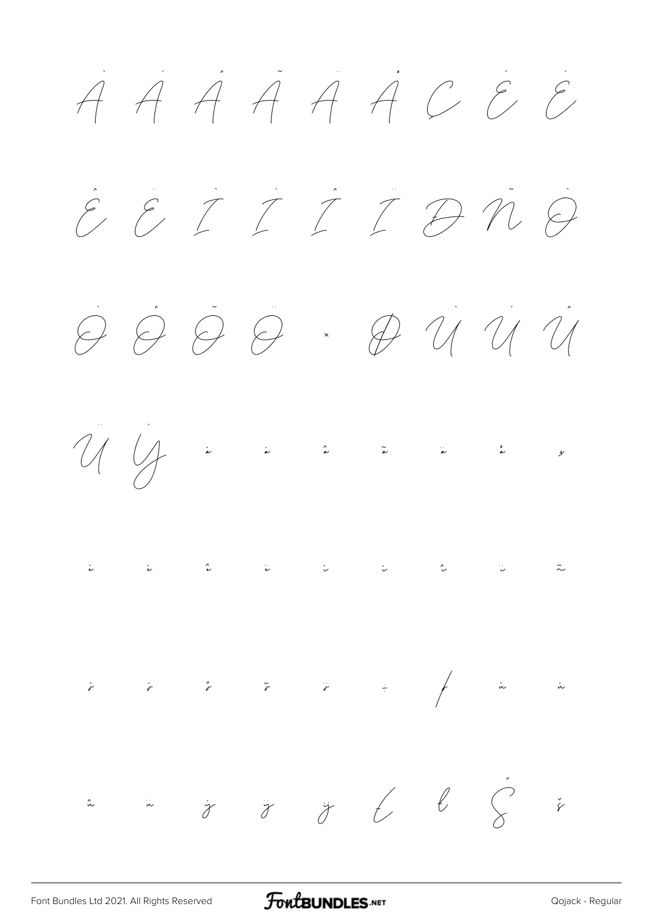À Á Â Ã Ä Å Ç È É

Ê Ë Ì Í Î Ï Ð Ñ Ò

Ó Ô Õ Ö × Ø Ù Ú Û

Ü Ý à á â ã ä å ç

è é ê ë ì í î ï ñ

ò ó ô õ ö ÷ ø ù ú

û ü ý ÿ ÿ Ł ł Š š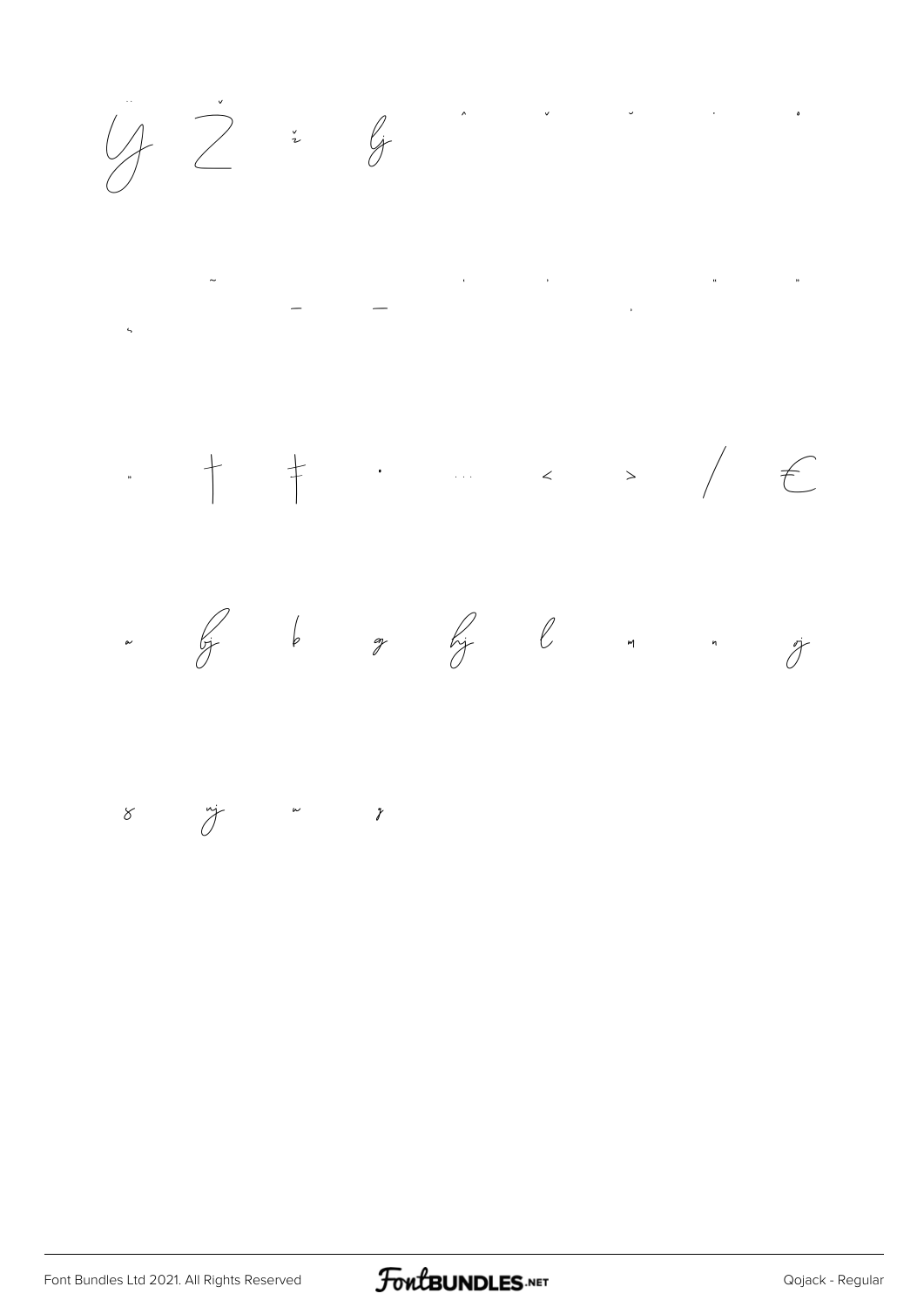Ÿ Ž ž ǧ ˆ ˇ ˘ ˙ ˚

˛ ˜ – — ' ' ‚ " "

„ † ‡ • … ‹ › ⁄ €